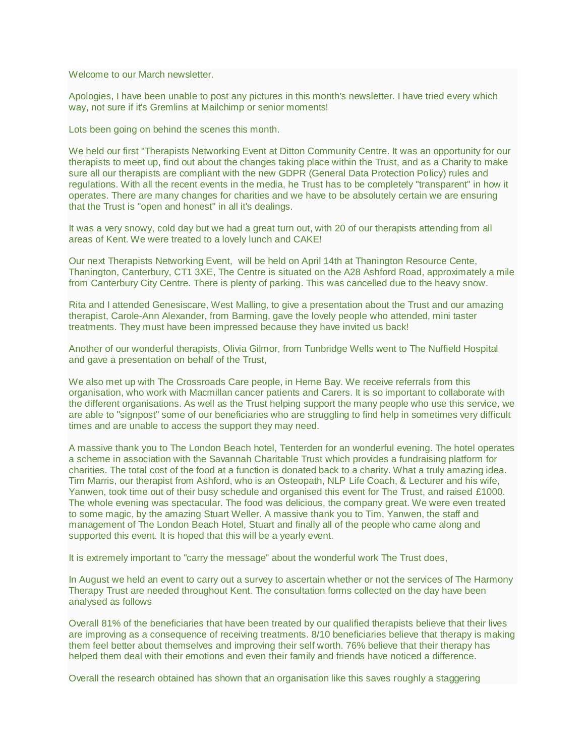Welcome to our March newsletter.

Apologies, I have been unable to post any pictures in this month's newsletter. I have tried every which way, not sure if it's Gremlins at Mailchimp or senior moments!

Lots been going on behind the scenes this month.

We held our first "Therapists Networking Event at Ditton Community Centre. It was an opportunity for our therapists to meet up, find out about the changes taking place within the Trust, and as a Charity to make sure all our therapists are compliant with the new GDPR (General Data Protection Policy) rules and regulations. With all the recent events in the media, he Trust has to be completely "transparent" in how it operates. There are many changes for charities and we have to be absolutely certain we are ensuring that the Trust is "open and honest" in all it's dealings.

It was a very snowy, cold day but we had a great turn out, with 20 of our therapists attending from all areas of Kent. We were treated to a lovely lunch and CAKE!

Our next Therapists Networking Event,  will be held on April 14th at Thanington Resource Cente, Thanington, Canterbury, CT1 3XE, The Centre is situated on the A28 Ashford Road, approximately a mile from Canterbury City Centre. There is plenty of parking. This was cancelled due to the heavy snow.

Rita and I attended Genesiscare, West Malling, to give a presentation about the Trust and our amazing therapist, Carole-Ann Alexander, from Barming, gave the lovely people who attended, mini taster treatments. They must have been impressed because they have invited us back!

Another of our wonderful therapists, Olivia Gilmor, from Tunbridge Wells went to The Nuffield Hospital and gave a presentation on behalf of the Trust,

We also met up with The Crossroads Care people, in Herne Bay. We receive referrals from this organisation, who work with Macmillan cancer patients and Carers. It is so important to collaborate with the different organisations. As well as the Trust helping support the many people who use this service, we are able to "signpost" some of our beneficiaries who are struggling to find help in sometimes very difficult times and are unable to access the support they may need.

A massive thank you to The London Beach hotel, Tenterden for an wonderful evening. The hotel operates a scheme in association with the Savannah Charitable Trust which provides a fundraising platform for charities. The total cost of the food at a function is donated back to a charity. What a truly amazing idea. Tim Marris, our therapist from Ashford, who is an Osteopath, NLP Life Coach, & Lecturer and his wife, Yanwen, took time out of their busy schedule and organised this event for The Trust, and raised £1000. The whole evening was spectacular. The food was delicious, the company great. We were even treated to some magic, by the amazing Stuart Weller. A massive thank you to Tim, Yanwen, the staff and management of The London Beach Hotel, Stuart and finally all of the people who came along and supported this event. It is hoped that this will be a yearly event.

It is extremely important to "carry the message" about the wonderful work The Trust does,

In August we held an event to carry out a survey to ascertain whether or not the services of The Harmony Therapy Trust are needed throughout Kent. The consultation forms collected on the day have been analysed as follows

Overall 81% of the beneficiaries that have been treated by our qualified therapists believe that their lives are improving as a consequence of receiving treatments. 8/10 beneficiaries believe that therapy is making them feel better about themselves and improving their self worth. 76% believe that their therapy has helped them deal with their emotions and even their family and friends have noticed a difference.

Overall the research obtained has shown that an organisation like this saves roughly a staggering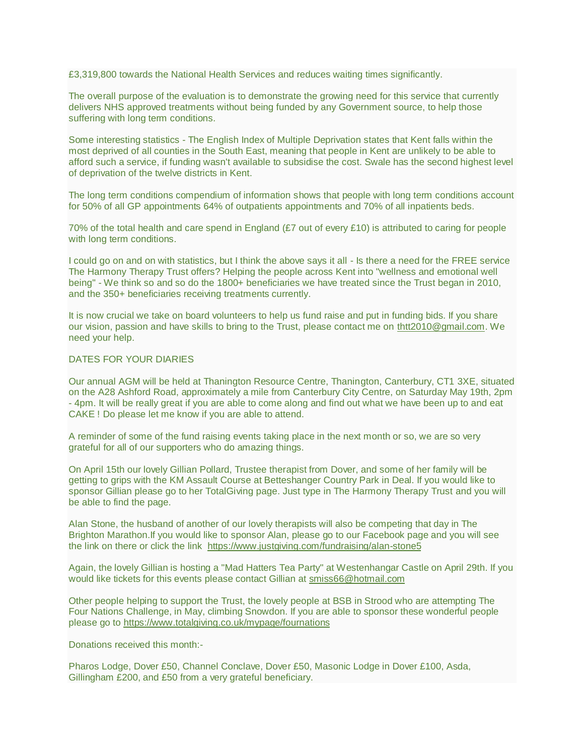£3,319,800 towards the National Health Services and reduces waiting times significantly.

The overall purpose of the evaluation is to demonstrate the growing need for this service that currently delivers NHS approved treatments without being funded by any Government source, to help those suffering with long term conditions.

Some interesting statistics - The English Index of Multiple Deprivation states that Kent falls within the most deprived of all counties in the South East, meaning that people in Kent are unlikely to be able to afford such a service, if funding wasn't available to subsidise the cost. Swale has the second highest level of deprivation of the twelve districts in Kent.

The long term conditions compendium of information shows that people with long term conditions account for 50% of all GP appointments 64% of outpatients appointments and 70% of all inpatients beds.

70% of the total health and care spend in England (£7 out of every £10) is attributed to caring for people with long term conditions.

I could go on and on with statistics, but I think the above says it all - Is there a need for the FREE service The Harmony Therapy Trust offers? Helping the people across Kent into "wellness and emotional well being" - We think so and so do the 1800+ beneficiaries we have treated since the Trust began in 2010, and the 350+ beneficiaries receiving treatments currently.

It is now crucial we take on board volunteers to help us fund raise and put in funding bids. If you share our vision, passion and have skills to bring to the Trust, please contact me on thtt2010@gmail.com. We need your help.

DATES FOR YOUR DIARIES

Our annual AGM will be held at Thanington Resource Centre, Thanington, Canterbury, CT1 3XE, situated on the A28 Ashford Road, approximately a mile from Canterbury City Centre, on Saturday May 19th, 2pm - 4pm. It will be really great if you are able to come along and find out what we have been up to and eat CAKE ! Do please let me know if you are able to attend.

A reminder of some of the fund raising events taking place in the next month or so, we are so very grateful for all of our supporters who do amazing things.

On April 15th our lovely Gillian Pollard, Trustee therapist from Dover, and some of her family will be getting to grips with the KM Assault Course at Betteshanger Country Park in Deal. If you would like to sponsor Gillian please go to her TotalGiving page. Just type in The Harmony Therapy Trust and you will be able to find the page.

Alan Stone, the husband of another of our lovely therapists will also be competing that day in The Brighton Marathon.If you would like to sponsor Alan, please go to our Facebook page and you will see the link on there or click the link https://www.justgiving.com/fundraising/alan-stone5

Again, the lovely Gillian is hosting a "Mad Hatters Tea Party" at Westenhangar Castle on April 29th. If you would like tickets for this events please contact Gillian at smiss66@hotmail.com

Other people helping to support the Trust, the lovely people at BSB in Strood who are attempting The Four Nations Challenge, in May, climbing Snowdon. If you are able to sponsor these wonderful people please go to https://www.totalgiving.co.uk/mypage/fournations

Donations received this month:-

Pharos Lodge, Dover £50, Channel Conclave, Dover £50, Masonic Lodge in Dover £100, Asda, Gillingham £200, and £50 from a very grateful beneficiary.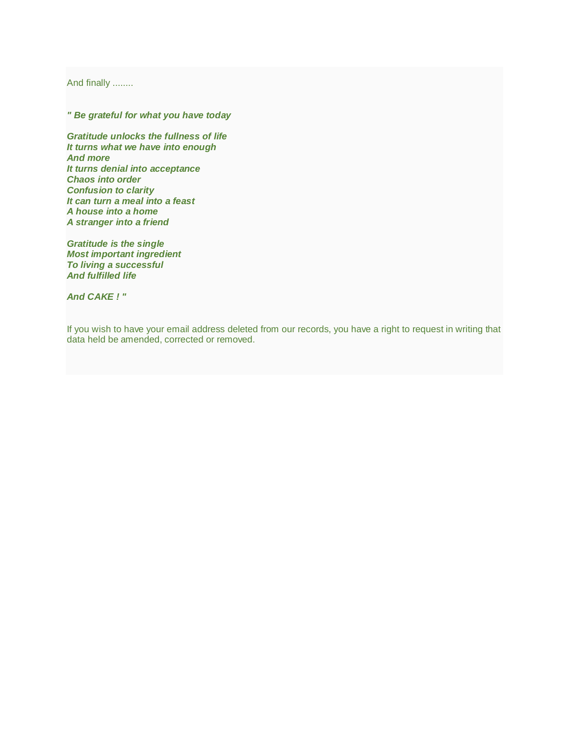And finally ........

***" Be grateful for what you have today***

***Gratitude unlocks the fullness of life***
***It turns what we have into enough***
***And more***
***It turns denial into acceptance***
***Chaos into order***
***Confusion to clarity***
***It can turn a meal into a feast***
***A house into a home***
***A stranger into a friend***

***Gratitude is the single***
***Most important ingredient***
***To living a successful***
***And fulfilled life***

***And CAKE ! "***

If you wish to have your email address deleted from our records, you have a right to request in writing that data held be amended, corrected or removed.